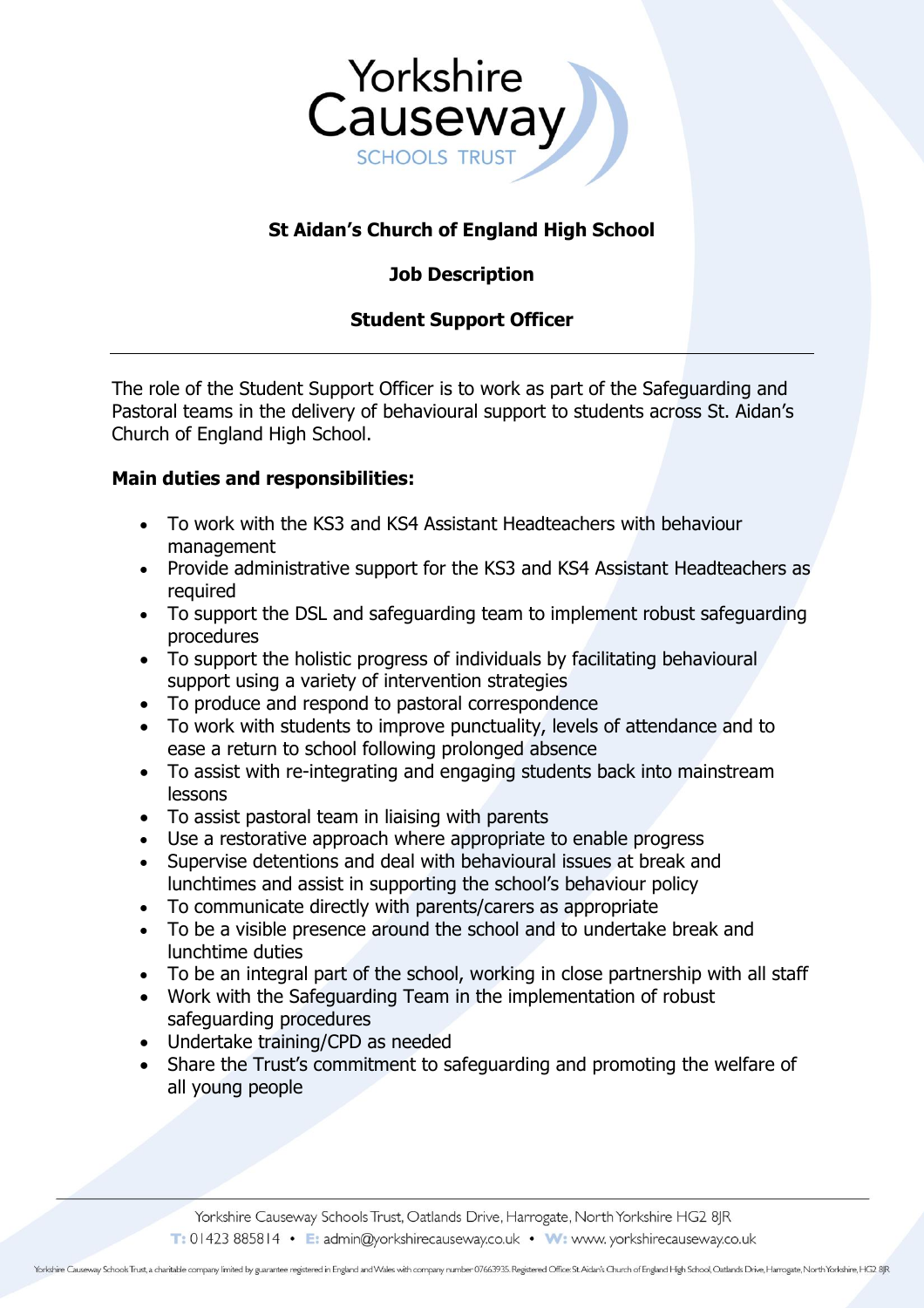# St Aidan's Church of England High School

## Job Description

## Student Support Officer

The role of the Student Support Officer is to work as part of the Safeguarding and Pastoral teams in the delivery of behavioural support to students across St. Aidan's Church of England High School.

**Main duties and responsibilities:**

- To work with the KS3 and KS4 Assistant Headteachers with behaviour management
- Provide administrative support for the KS3 and KS4 Assistant Headteachers as required
- To support the DSL and safeguarding team to implement robust safeguarding procedures
- To support the holistic progress of individuals by facilitating behavioural support using a variety of intervention strategies
- To produce and respond to pastoral correspondence
- To work with students to improve punctuality, levels of attendance and to ease a return to school following prolonged absence
- To assist with re-integrating and engaging students back into mainstream lessons
- To assist pastoral team in liaising with parents
- Use a restorative approach where appropriate to enable progress
- Supervise detentions and deal with behavioural issues at break and lunchtimes and assist in supporting the school's behaviour policy
- To communicate directly with parents/carers as appropriate
- To be a visible presence around the school and to undertake break and lunchtime duties
- To be an integral part of the school, working in close partnership with all staff
- Work with the Safeguarding Team in the implementation of robust safeguarding procedures
- Undertake training/CPD as needed
- Share the Trust's commitment to safeguarding and promoting the welfare of all young people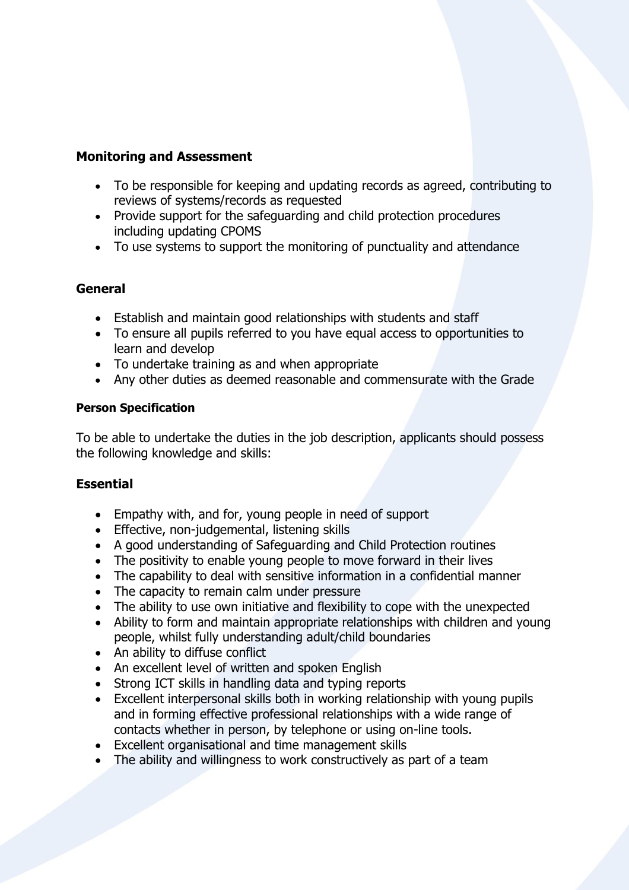## Monitoring and Assessment

- To be responsible for keeping and updating records as agreed, contributing to reviews of systems/records as requested
- Provide support for the safeguarding and child protection procedures including updating CPOMS
- To use systems to support the monitoring of punctuality and attendance

## General

- Establish and maintain good relationships with students and staff
- To ensure all pupils referred to you have equal access to opportunities to learn and develop
- To undertake training as and when appropriate
- Any other duties as deemed reasonable and commensurate with the Grade

### Person Specification

To be able to undertake the duties in the job description, applicants should possess the following knowledge and skills:

## Essential

- Empathy with, and for, young people in need of support
- Effective, non-judgemental, listening skills
- A good understanding of Safeguarding and Child Protection routines
- The positivity to enable young people to move forward in their lives
- The capability to deal with sensitive information in a confidential manner
- The capacity to remain calm under pressure
- The ability to use own initiative and flexibility to cope with the unexpected
- Ability to form and maintain appropriate relationships with children and young people, whilst fully understanding adult/child boundaries
- An ability to diffuse conflict
- An excellent level of written and spoken English
- Strong ICT skills in handling data and typing reports
- Excellent interpersonal skills both in working relationship with young pupils and in forming effective professional relationships with a wide range of contacts whether in person, by telephone or using on-line tools.
- Excellent organisational and time management skills
- The ability and willingness to work constructively as part of a team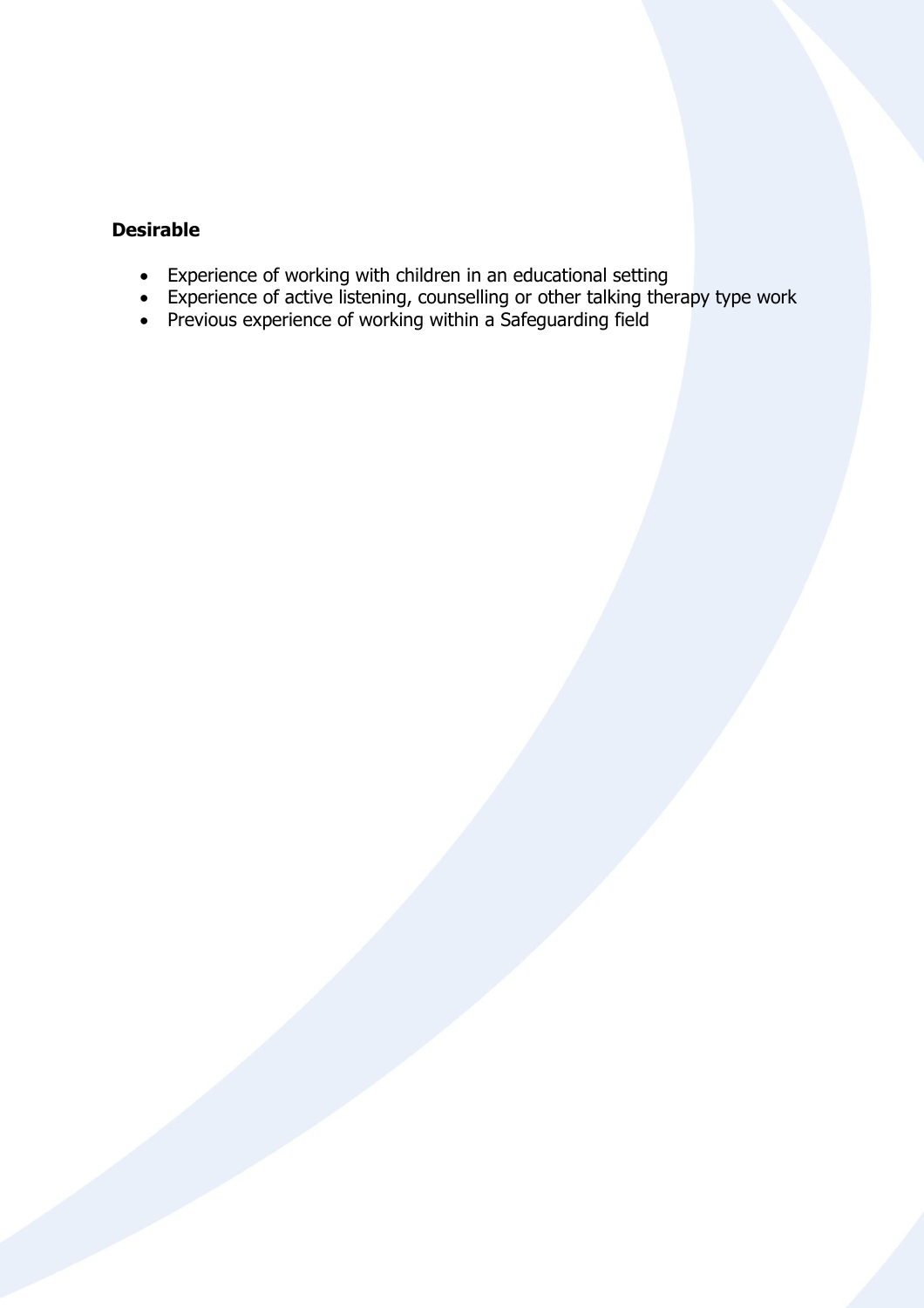**Desirable**

- Experience of working with children in an educational setting
- Experience of active listening, counselling or other talking therapy type work
- Previous experience of working within a Safeguarding field